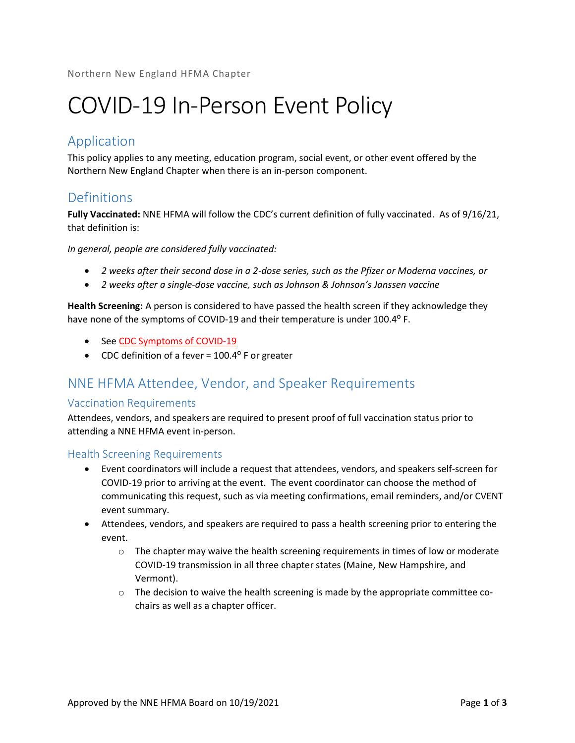Northern New England HFMA Chapter

# COVID-19 In-Person Event Policy

## Application

This policy applies to any meeting, education program, social event, or other event offered by the Northern New England Chapter when there is an in-person component.

## Definitions

**Fully Vaccinated:** NNE HFMA will follow the CDC's current definition of fully vaccinated. As of 9/16/21, that definition is:

*In general, people are considered fully vaccinated:*

- *2 weeks after their second dose in a 2-dose series, such as the Pfizer or Moderna vaccines, or*
- *2 weeks after a single-dose vaccine, such as Johnson & Johnson's Janssen vaccine*

**Health Screening:** A person is considered to have passed the health screen if they acknowledge they have none of the symptoms of COVID-19 and their temperature is under 100.4$^{o}$ F.

- See CDC Symptoms of COVID-19
- CDC definition of a fever = 100.4$^{o}$ F or greater

## NNE HFMA Attendee, Vendor, and Speaker Requirements

### Vaccination Requirements

Attendees, vendors, and speakers are required to present proof of full vaccination status prior to attending a NNE HFMA event in-person.

### Health Screening Requirements

- Event coordinators will include a request that attendees, vendors, and speakers self-screen for COVID-19 prior to arriving at the event. The event coordinator can choose the method of communicating this request, such as via meeting confirmations, email reminders, and/or CVENT event summary.
- Attendees, vendors, and speakers are required to pass a health screening prior to entering the event.
  - The chapter may waive the health screening requirements in times of low or moderate COVID-19 transmission in all three chapter states (Maine, New Hampshire, and Vermont).
  - The decision to waive the health screening is made by the appropriate committee co-chairs as well as a chapter officer.

Approved by the NNE HFMA Board on 10/19/2021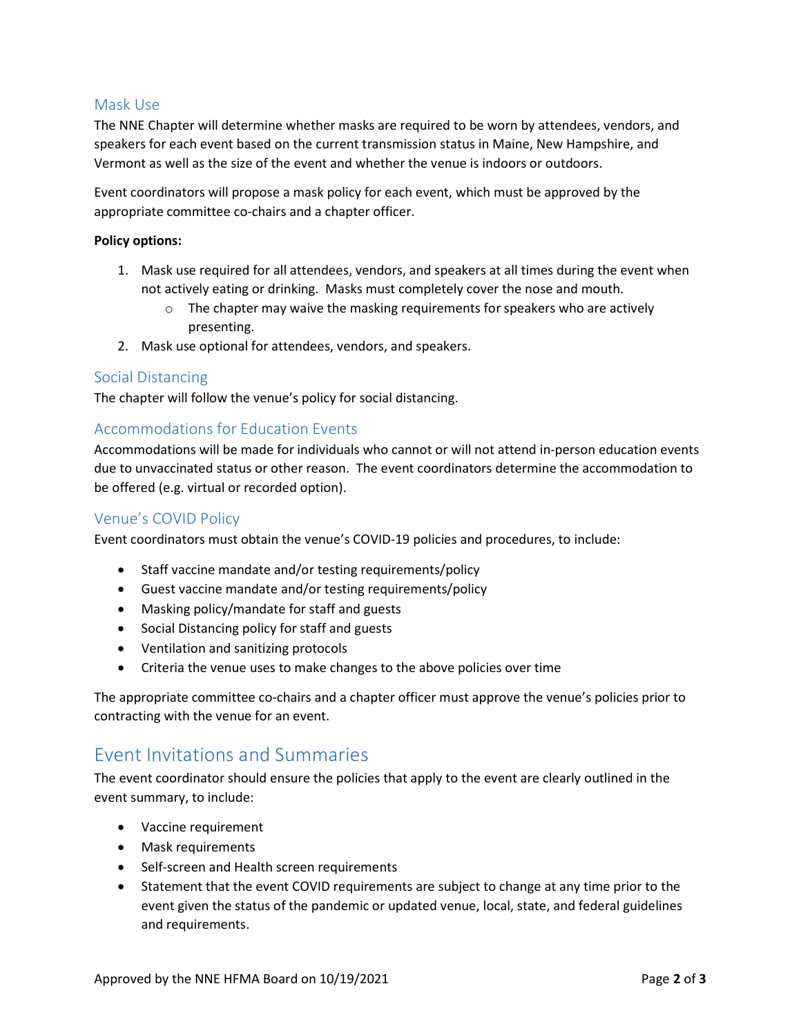### Mask Use

The NNE Chapter will determine whether masks are required to be worn by attendees, vendors, and speakers for each event based on the current transmission status in Maine, New Hampshire, and Vermont as well as the size of the event and whether the venue is indoors or outdoors.

Event coordinators will propose a mask policy for each event, which must be approved by the appropriate committee co-chairs and a chapter officer.

**Policy options:**

1. Mask use required for all attendees, vendors, and speakers at all times during the event when not actively eating or drinking. Masks must completely cover the nose and mouth.
    - The chapter may waive the masking requirements for speakers who are actively presenting.
2. Mask use optional for attendees, vendors, and speakers.

### Social Distancing

The chapter will follow the venue's policy for social distancing.

### Accommodations for Education Events

Accommodations will be made for individuals who cannot or will not attend in-person education events due to unvaccinated status or other reason. The event coordinators determine the accommodation to be offered (e.g. virtual or recorded option).

### Venue's COVID Policy

Event coordinators must obtain the venue's COVID-19 policies and procedures, to include:

- Staff vaccine mandate and/or testing requirements/policy
- Guest vaccine mandate and/or testing requirements/policy
- Masking policy/mandate for staff and guests
- Social Distancing policy for staff and guests
- Ventilation and sanitizing protocols
- Criteria the venue uses to make changes to the above policies over time

The appropriate committee co-chairs and a chapter officer must approve the venue's policies prior to contracting with the venue for an event.

## Event Invitations and Summaries

The event coordinator should ensure the policies that apply to the event are clearly outlined in the event summary, to include:

- Vaccine requirement
- Mask requirements
- Self-screen and Health screen requirements
- Statement that the event COVID requirements are subject to change at any time prior to the event given the status of the pandemic or updated venue, local, state, and federal guidelines and requirements.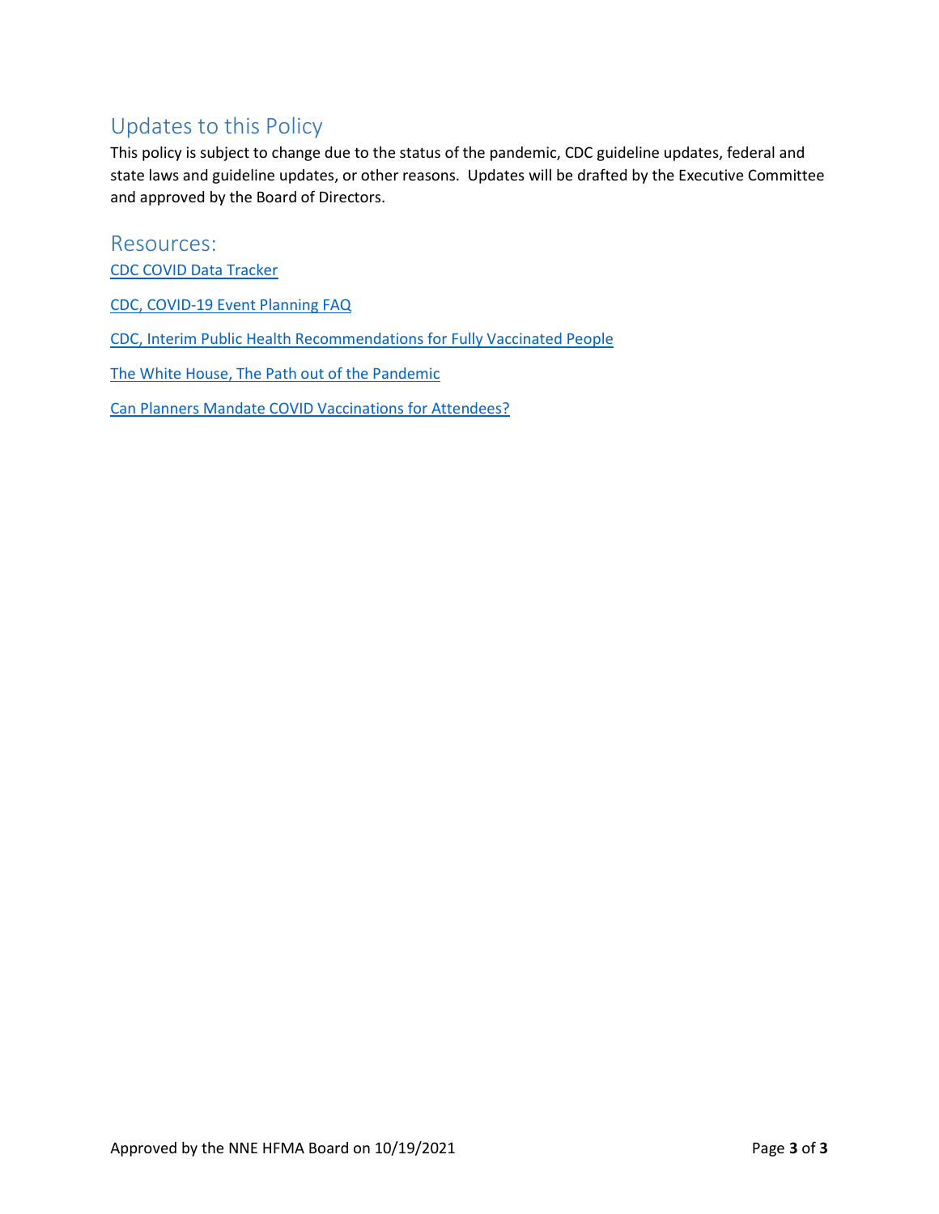## Updates to this Policy

This policy is subject to change due to the status of the pandemic, CDC guideline updates, federal and state laws and guideline updates, or other reasons. Updates will be drafted by the Executive Committee and approved by the Board of Directors.

## Resources:

CDC COVID Data Tracker

CDC, COVID-19 Event Planning FAQ

CDC, Interim Public Health Recommendations for Fully Vaccinated People

The White House, The Path out of the Pandemic

Can Planners Mandate COVID Vaccinations for Attendees?

Approved by the NNE HFMA Board on 10/19/2021